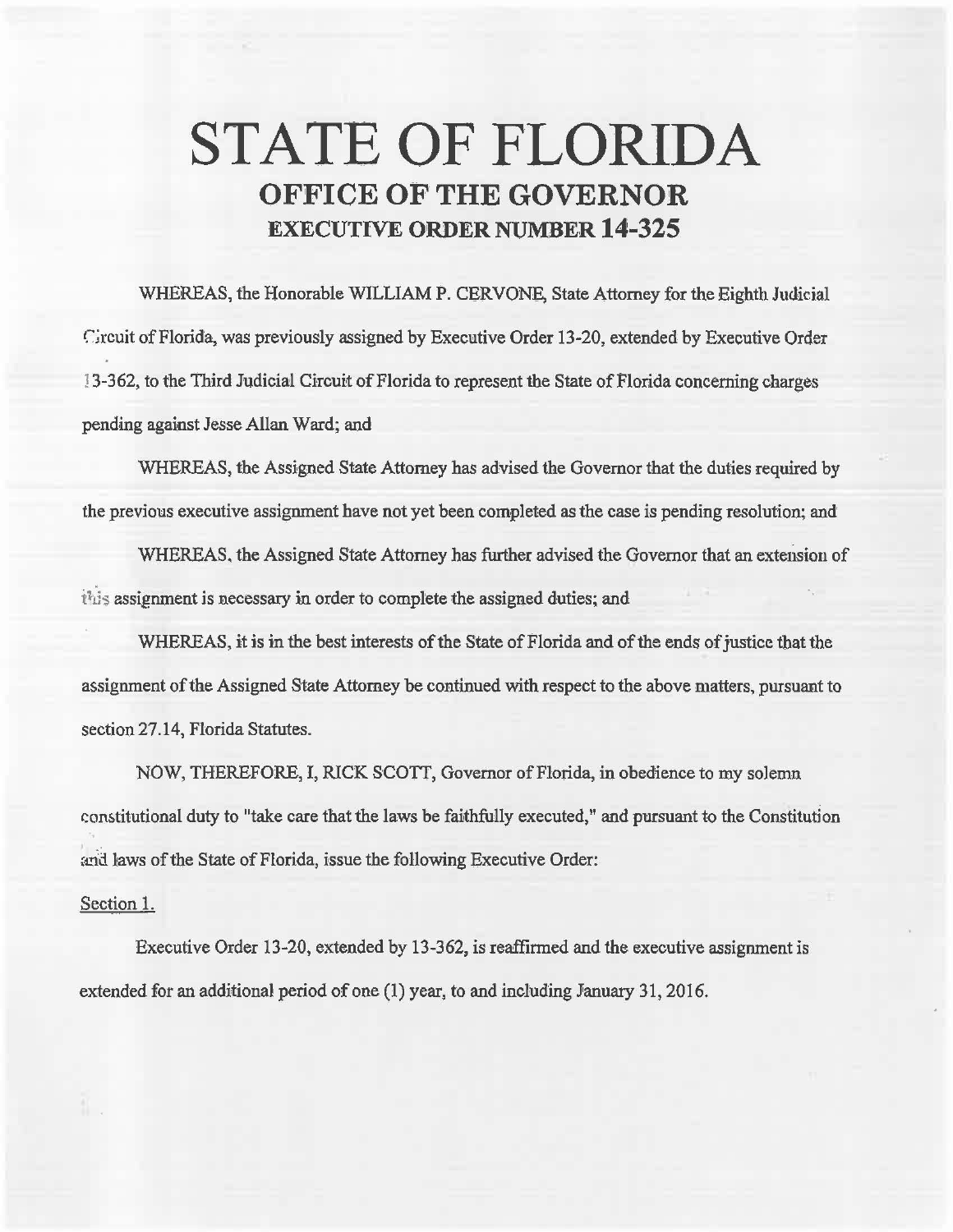# STATE OF FLORIDA

## OFFICE OF THE GOVERNOR

### EXECUTIVE ORDER NUMBER 14-325

WHEREAS, the Honorable WILLIAM P. CERVONE, State Attorney for the Eighth Judicial Circuit of Florida, was previously assigned by Executive Order 13-20, extended by Executive Order 13-362, to the Third Judicial Circuit of Florida to represent the State of Florida concerning charges pending against Jesse Allan Ward; and

WHEREAS, the Assigned State Attorney has advised the Governor that the duties required by the previous executive assignment have not yet been completed as the case is pending resolution; and

WHEREAS, the Assigned State Attorney has further advised the Governor that an extension of this assignment is necessary in order to complete the assigned duties; and

WHEREAS, it is in the best interests of the State of Florida and of the ends of justice that the assignment of the Assigned State Attorney be continued with respect to the above matters, pursuant to section 27.14, Florida Statutes.

NOW, THEREFORE, I, RICK SCOTT, Governor of Florida, in obedience to my solemn constitutional duty to "take care that the laws be faithfully executed," and pursuant to the Constitution and laws of the State of Florida, issue the following Executive Order:

Section 1.

Executive Order 13-20, extended by 13-362, is reaffirmed and the executive assignment is extended for an additional period of one (1) year, to and including January 31, 2016.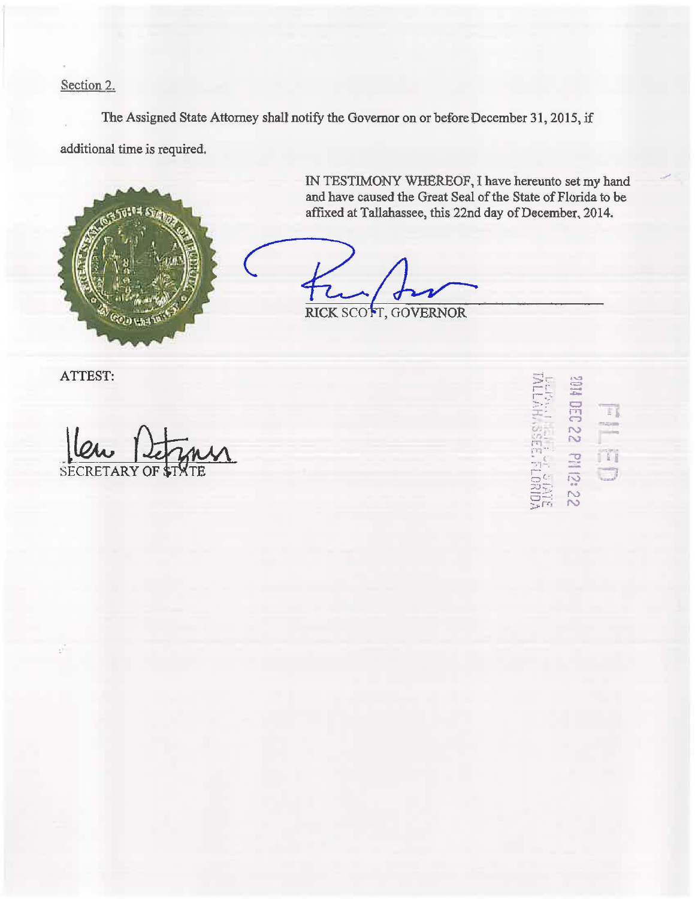Section 2.

The Assigned State Attorney shall notify the Governor on or before December 31, 2015, if additional time is required.

IN TESTIMONY WHEREOF, I have hereunto set my hand and have caused the Great Seal of the State of Florida to be affixed at Tallahassee, this 22nd day of December, 2014.

RICK SCOTT, GOVERNOR

ATTEST:

SECRETARY OF STATE

FILED

2014 DEC 22 PM 12: 22

DEPARTMENT OF STATE
TALLAHASSEE, FLORIDA